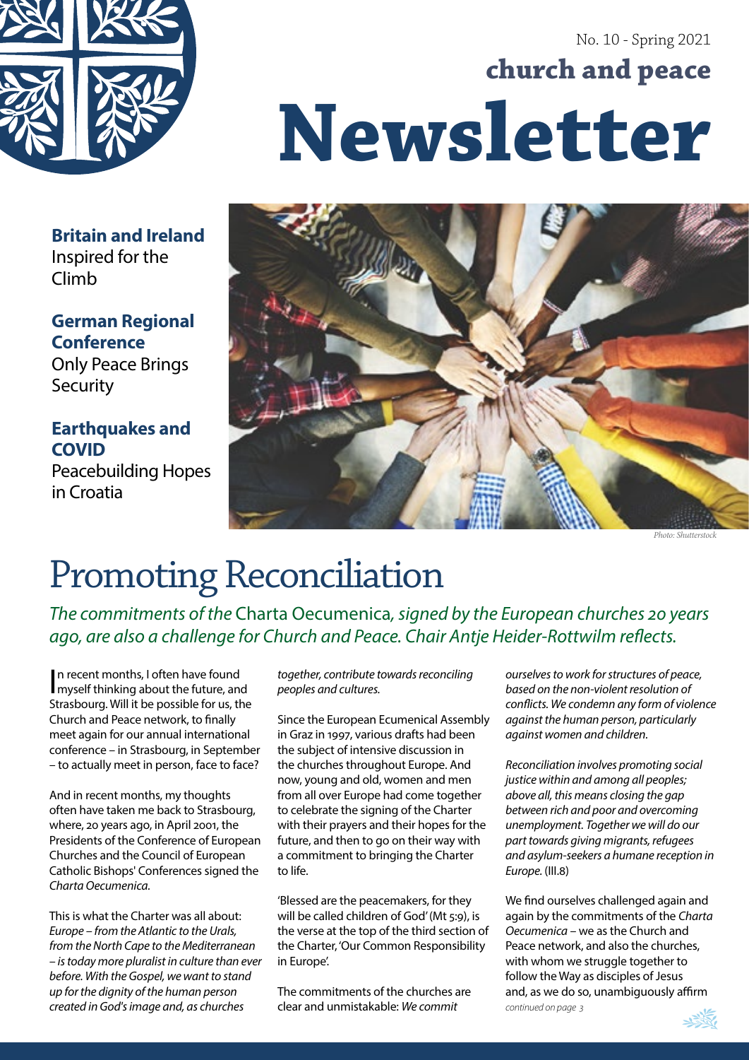No. 10 - Spring 2021

**church and peace**

# Newsletter

**Britain and Ireland**
Inspired for the Climb

**German Regional Conference**
Only Peace Brings Security

**Earthquakes and COVID**
Peacebuilding Hopes in Croatia

*Photo: Shutterstock*

# Promoting Reconciliation

*The commitments of the* Charta Oecumenica*, signed by the European churches 20 years ago, are also a challenge for Church and Peace. Chair Antje Heider-Rottwilm reflects.*

In recent months, I often have found myself thinking about the future, and Strasbourg. Will it be possible for us, the Church and Peace network, to finally meet again for our annual international conference – in Strasbourg, in September – to actually meet in person, face to face?

And in recent months, my thoughts often have taken me back to Strasbourg, where, 20 years ago, in April 2001, the Presidents of the Conference of European Churches and the Council of European Catholic Bishops' Conferences signed the *Charta Oecumenica*.

This is what the Charter was all about: *Europe – from the Atlantic to the Urals, from the North Cape to the Mediterranean – is today more pluralist in culture than ever before. With the Gospel, we want to stand up for the dignity of the human person created in God's image and, as churches together, contribute towards reconciling peoples and cultures.*

Since the European Ecumenical Assembly in Graz in 1997, various drafts had been the subject of intensive discussion in the churches throughout Europe. And now, young and old, women and men from all over Europe had come together to celebrate the signing of the Charter with their prayers and their hopes for the future, and then to go on their way with a commitment to bringing the Charter to life.

'Blessed are the peacemakers, for they will be called children of God' (Mt 5:9), is the verse at the top of the third section of the Charter, 'Our Common Responsibility in Europe'.

The commitments of the churches are clear and unmistakable: *We commit ourselves to work for structures of peace, based on the non-violent resolution of conflicts. We condemn any form of violence against the human person, particularly against women and children.*

*Reconciliation involves promoting social justice within and among all peoples; above all, this means closing the gap between rich and poor and overcoming unemployment. Together we will do our part towards giving migrants, refugees and asylum-seekers a humane reception in Europe.* (III.8)

We find ourselves challenged again and again by the commitments of the *Charta Oecumenica* – we as the Church and Peace network, and also the churches, with whom we struggle together to follow the Way as disciples of Jesus and, as we do so, unambiguously affirm

*continued on page 3*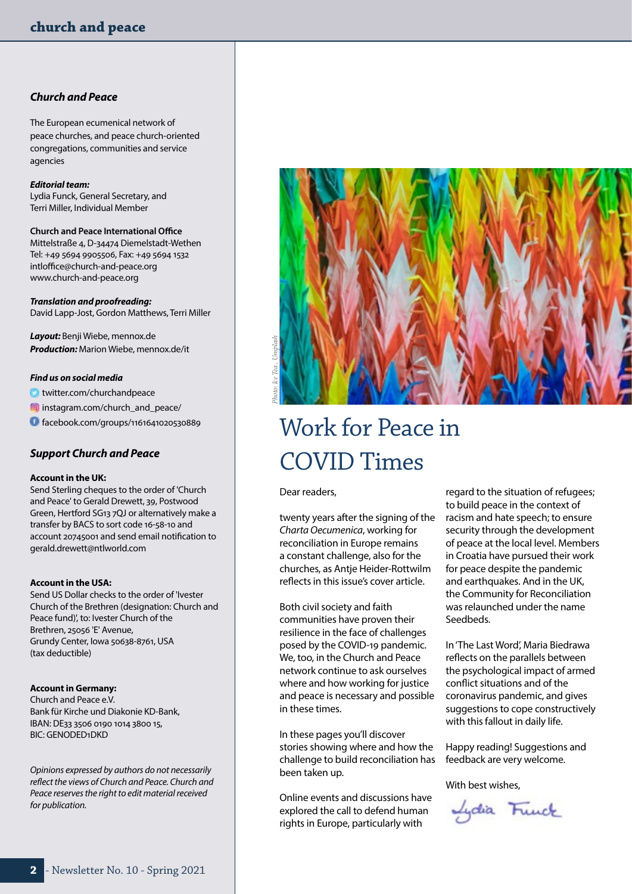### Church and Peace

The European ecumenical network of peace churches, and peace church-oriented congregations, communities and service agencies

***Editorial team:***
Lydia Funck, General Secretary, and
Terri Miller, Individual Member

**Church and Peace International Office**
Mittelstraße 4, D-34474 Diemelstadt-Wethen
Tel: +49 5694 9905506, Fax: +49 5694 1532
intloffice@church-and-peace.org
www.church-and-peace.org

***Translation and proofreading:***
David Lapp-Jost, Gordon Matthews, Terri Miller

***Layout:*** Benji Wiebe, mennox.de
***Production:*** Marion Wiebe, mennox.de/it

***Find us on social media***

- twitter.com/churchandpeace
- instagram.com/church_and_peace/
- facebook.com/groups/1161641020530889

### Support Church and Peace

**Account in the UK:**
Send Sterling cheques to the order of 'Church and Peace' to Gerald Drewett, 39, Postwood Green, Hertford SG13 7QJ or alternatively make a transfer by BACS to sort code 16-58-10 and account 20745001 and send email notification to gerald.drewett@ntlworld.com

**Account in the USA:**
Send US Dollar checks to the order of 'Ivester Church of the Brethren (designation: Church and Peace fund)', to: Ivester Church of the Brethren, 25056 'E' Avenue,
Grundy Center, Iowa 50638-8761, USA
(tax deductible)

**Account in Germany:**
Church and Peace e.V.
Bank für Kirche und Diakonie KD-Bank,
IBAN: DE33 3506 0190 1014 3800 15,
BIC: GENODED1DKD

*Opinions expressed by authors do not necessarily reflect the views of Church and Peace. Church and Peace reserves the right to edit material received for publication.*

Photo: Ice Tea, Unsplash

# Work for Peace in COVID Times

Dear readers,

twenty years after the signing of the *Charta Oecumenica*, working for reconciliation in Europe remains a constant challenge, also for the churches, as Antje Heider-Rottwilm reflects in this issue's cover article.

Both civil society and faith communities have proven their resilience in the face of challenges posed by the COVID-19 pandemic. We, too, in the Church and Peace network continue to ask ourselves where and how working for justice and peace is necessary and possible in these times.

In these pages you'll discover stories showing where and how the challenge to build reconciliation has been taken up.

Online events and discussions have explored the call to defend human rights in Europe, particularly with regard to the situation of refugees; to build peace in the context of racism and hate speech; to ensure security through the development of peace at the local level. Members in Croatia have pursued their work for peace despite the pandemic and earthquakes. And in the UK, the Community for Reconciliation was relaunched under the name Seedbeds.

In 'The Last Word', Maria Biedrawa reflects on the parallels between the psychological impact of armed conflict situations and of the coronavirus pandemic, and gives suggestions to cope constructively with this fallout in daily life.

Happy reading! Suggestions and feedback are very welcome.

With best wishes,

Lydia Funck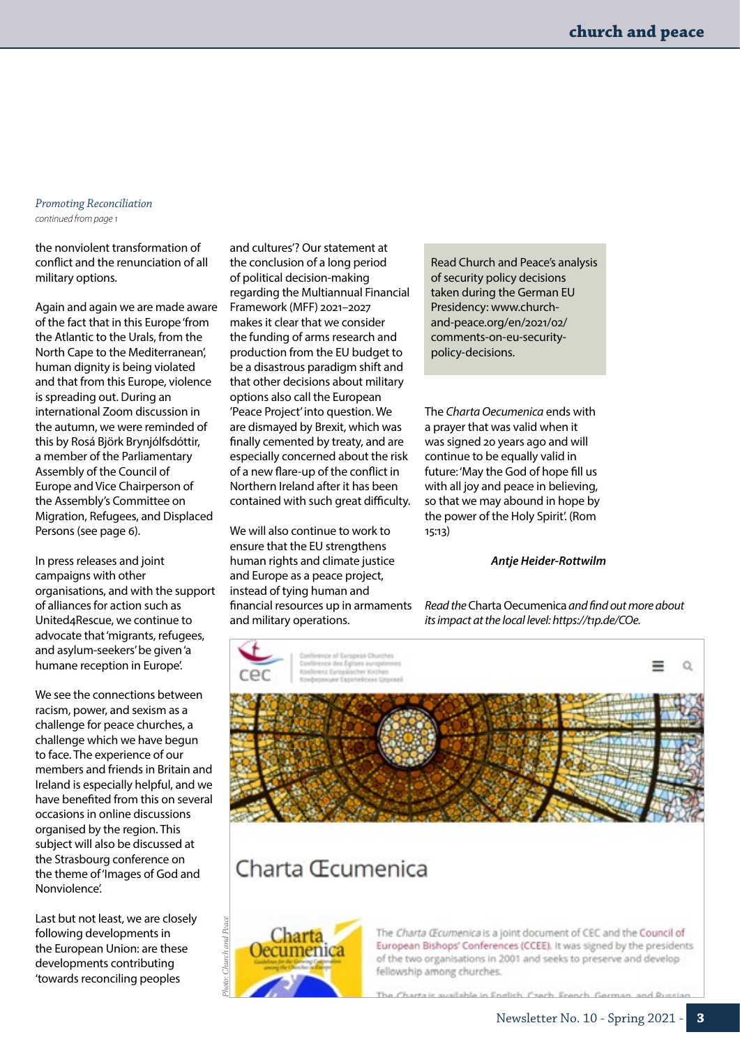*Promoting Reconciliation*
*continued from page 1*

the nonviolent transformation of conflict and the renunciation of all military options.

Again and again we are made aware of the fact that in this Europe 'from the Atlantic to the Urals, from the North Cape to the Mediterranean', human dignity is being violated and that from this Europe, violence is spreading out. During an international Zoom discussion in the autumn, we were reminded of this by Rosá Björk Brynjólfsdóttir, a member of the Parliamentary Assembly of the Council of Europe and Vice Chairperson of the Assembly's Committee on Migration, Refugees, and Displaced Persons (see page 6).

In press releases and joint campaigns with other organisations, and with the support of alliances for action such as United4Rescue, we continue to advocate that 'migrants, refugees, and asylum-seekers' be given 'a humane reception in Europe'.

We see the connections between racism, power, and sexism as a challenge for peace churches, a challenge which we have begun to face. The experience of our members and friends in Britain and Ireland is especially helpful, and we have benefited from this on several occasions in online discussions organised by the region. This subject will also be discussed at the Strasbourg conference on the theme of 'Images of God and Nonviolence'.

Last but not least, we are closely following developments in the European Union: are these developments contributing 'towards reconciling peoples and cultures'? Our statement at the conclusion of a long period of political decision-making regarding the Multiannual Financial Framework (MFF) 2021–2027 makes it clear that we consider the funding of arms research and production from the EU budget to be a disastrous paradigm shift and that other decisions about military options also call the European 'Peace Project' into question. We are dismayed by Brexit, which was finally cemented by treaty, and are especially concerned about the risk of a new flare-up of the conflict in Northern Ireland after it has been contained with such great difficulty.

We will also continue to work to ensure that the EU strengthens human rights and climate justice and Europe as a peace project, instead of tying human and financial resources up in armaments and military operations.

Read Church and Peace's analysis of security policy decisions taken during the German EU Presidency: www.church-and-peace.org/en/2021/02/comments-on-eu-security-policy-decisions.

The *Charta Oecumenica* ends with a prayer that was valid when it was signed 20 years ago and will continue to be equally valid in future: 'May the God of hope fill us with all joy and peace in believing, so that we may abound in hope by the power of the Holy Spirit'. (Rom 15:13)

***Antje Heider-Rottwilm***

*Read the* Charta Oecumenica *and find out more about its impact at the local level: https://t1p.de/COe.*

*Photo: Church and Peace*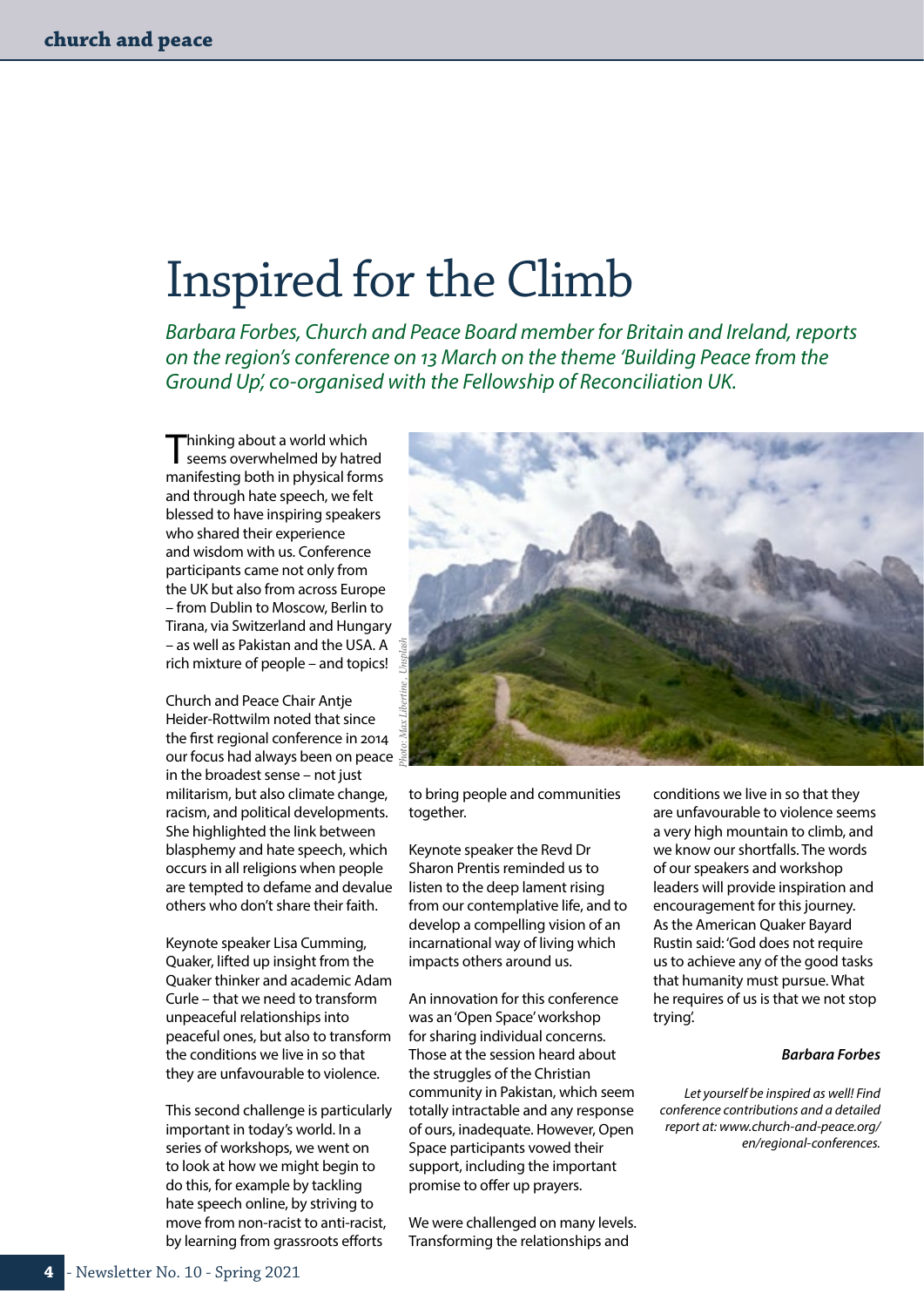# Inspired for the Climb

*Barbara Forbes, Church and Peace Board member for Britain and Ireland, reports on the region's conference on 13 March on the theme 'Building Peace from the Ground Up', co-organised with the Fellowship of Reconciliation UK.*

Thinking about a world which seems overwhelmed by hatred manifesting both in physical forms and through hate speech, we felt blessed to have inspiring speakers who shared their experience and wisdom with us. Conference participants came not only from the UK but also from across Europe – from Dublin to Moscow, Berlin to Tirana, via Switzerland and Hungary – as well as Pakistan and the USA. A rich mixture of people – and topics!

Church and Peace Chair Antje Heider-Rottwilm noted that since the first regional conference in 2014 our focus had always been on peace in the broadest sense – not just militarism, but also climate change, racism, and political developments. She highlighted the link between blasphemy and hate speech, which occurs in all religions when people are tempted to defame and devalue others who don't share their faith.

Keynote speaker Lisa Cumming, Quaker, lifted up insight from the Quaker thinker and academic Adam Curle – that we need to transform unpeaceful relationships into peaceful ones, but also to transform the conditions we live in so that they are unfavourable to violence.

This second challenge is particularly important in today's world. In a series of workshops, we went on to look at how we might begin to do this, for example by tackling hate speech online, by striving to move from non-racist to anti-racist, by learning from grassroots efforts to bring people and communities together.

*Photo: Max Libertine, Unsplash*

Keynote speaker the Revd Dr Sharon Prentis reminded us to listen to the deep lament rising from our contemplative life, and to develop a compelling vision of an incarnational way of living which impacts others around us.

An innovation for this conference was an 'Open Space' workshop for sharing individual concerns. Those at the session heard about the struggles of the Christian community in Pakistan, which seem totally intractable and any response of ours, inadequate. However, Open Space participants vowed their support, including the important promise to offer up prayers.

We were challenged on many levels. Transforming the relationships and conditions we live in so that they are unfavourable to violence seems a very high mountain to climb, and we know our shortfalls. The words of our speakers and workshop leaders will provide inspiration and encouragement for this journey. As the American Quaker Bayard Rustin said: 'God does not require us to achieve any of the good tasks that humanity must pursue. What he requires of us is that we not stop trying'.

***Barbara Forbes***

*Let yourself be inspired as well! Find conference contributions and a detailed report at: www.church-and-peace.org/en/regional-conferences.*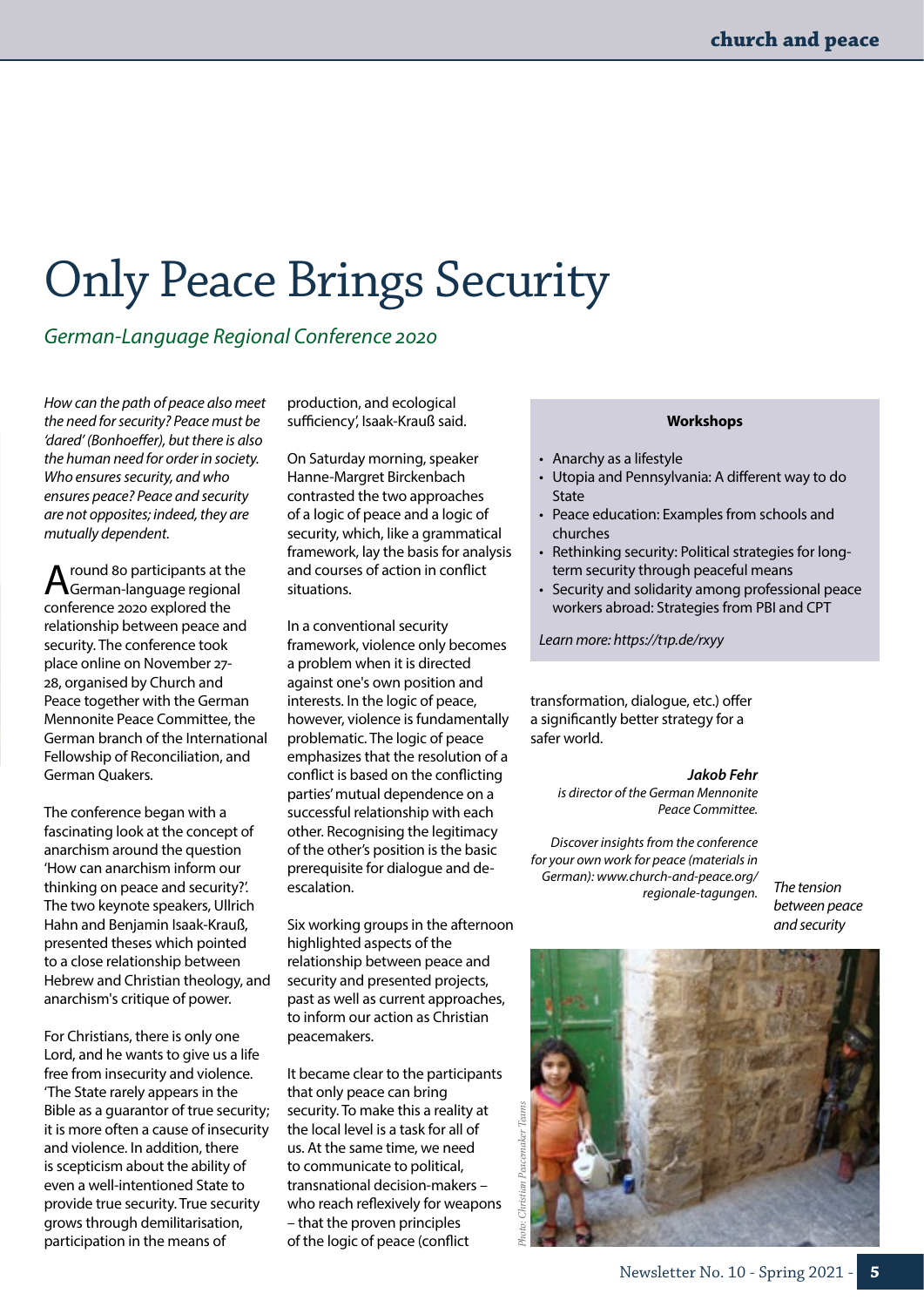# Only Peace Brings Security

*German-Language Regional Conference 2020*

*How can the path of peace also meet the need for security? Peace must be 'dared' (Bonhoeffer), but there is also the human need for order in society. Who ensures security, and who ensures peace? Peace and security are not opposites; indeed, they are mutually dependent.*

Around 80 participants at the German-language regional conference 2020 explored the relationship between peace and security. The conference took place online on November 27-28, organised by Church and Peace together with the German Mennonite Peace Committee, the German branch of the International Fellowship of Reconciliation, and German Quakers.

The conference began with a fascinating look at the concept of anarchism around the question 'How can anarchism inform our thinking on peace and security?'. The two keynote speakers, Ullrich Hahn and Benjamin Isaak-Krauß, presented theses which pointed to a close relationship between Hebrew and Christian theology, and anarchism's critique of power.

For Christians, there is only one Lord, and he wants to give us a life free from insecurity and violence. 'The State rarely appears in the Bible as a guarantor of true security; it is more often a cause of insecurity and violence. In addition, there is scepticism about the ability of even a well-intentioned State to provide true security. True security grows through demilitarisation, participation in the means of production, and ecological sufficiency', Isaak-Krauß said.

On Saturday morning, speaker Hanne-Margret Birckenbach contrasted the two approaches of a logic of peace and a logic of security, which, like a grammatical framework, lay the basis for analysis and courses of action in conflict situations.

In a conventional security framework, violence only becomes a problem when it is directed against one's own position and interests. In the logic of peace, however, violence is fundamentally problematic. The logic of peace emphasizes that the resolution of a conflict is based on the conflicting parties' mutual dependence on a successful relationship with each other. Recognising the legitimacy of the other's position is the basic prerequisite for dialogue and de-escalation.

Six working groups in the afternoon highlighted aspects of the relationship between peace and security and presented projects, past as well as current approaches, to inform our action as Christian peacemakers.

It became clear to the participants that only peace can bring security. To make this a reality at the local level is a task for all of us. At the same time, we need to communicate to political, transnational decision-makers – who reach reflexively for weapons – that the proven principles of the logic of peace (conflict transformation, dialogue, etc.) offer a significantly better strategy for a safer world.

**Workshops**

- Anarchy as a lifestyle
- Utopia and Pennsylvania: A different way to do State
- Peace education: Examples from schools and churches
- Rethinking security: Political strategies for long-term security through peaceful means
- Security and solidarity among professional peace workers abroad: Strategies from PBI and CPT

*Learn more: https://t1p.de/rxyy*

***Jakob Fehr***
*is director of the German Mennonite Peace Committee.*

*Discover insights from the conference for your own work for peace (materials in German): www.church-and-peace.org/regionale-tagungen.*

*The tension between peace and security*

*Photo: Christian Peacemaker Teams*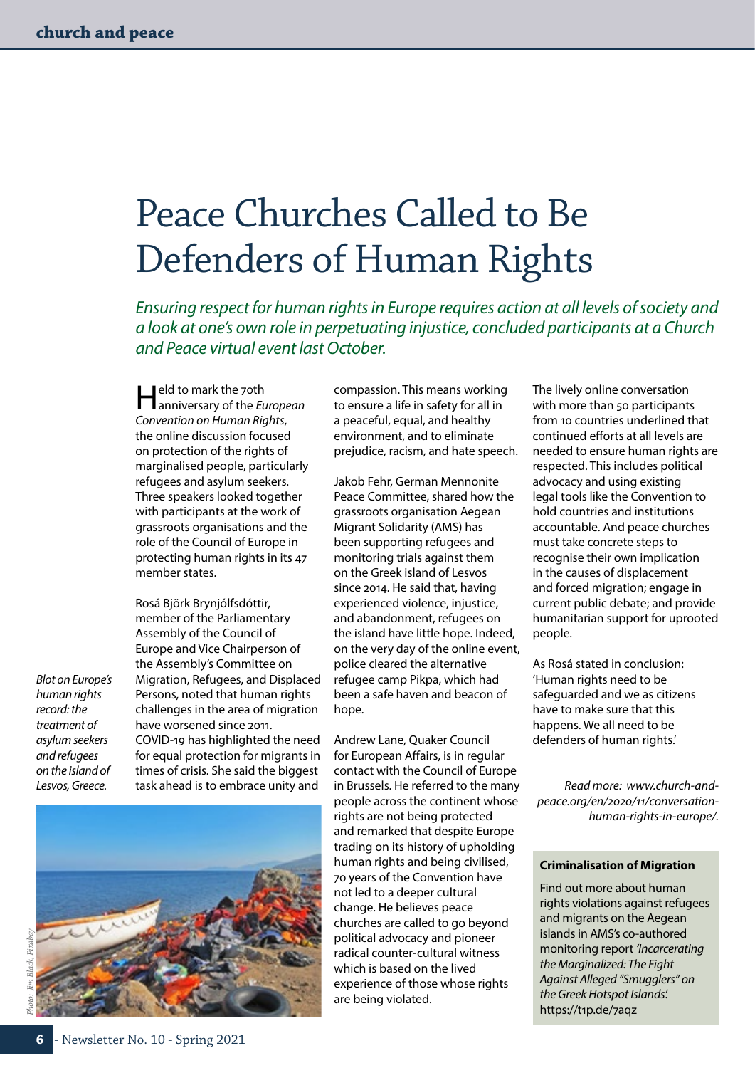# Peace Churches Called to Be Defenders of Human Rights

*Ensuring respect for human rights in Europe requires action at all levels of society and a look at one's own role in perpetuating injustice, concluded participants at a Church and Peace virtual event last October.*

Held to mark the 70th anniversary of the *European Convention on Human Rights*, the online discussion focused on protection of the rights of marginalised people, particularly refugees and asylum seekers. Three speakers looked together with participants at the work of grassroots organisations and the role of the Council of Europe in protecting human rights in its 47 member states.

Rosá Björk Brynjólfsdóttir, member of the Parliamentary Assembly of the Council of Europe and Vice Chairperson of the Assembly's Committee on Migration, Refugees, and Displaced Persons, noted that human rights challenges in the area of migration have worsened since 2011. COVID-19 has highlighted the need for equal protection for migrants in times of crisis. She said the biggest task ahead is to embrace unity and compassion. This means working to ensure a life in safety for all in a peaceful, equal, and healthy environment, and to eliminate prejudice, racism, and hate speech.

*Blot on Europe's human rights record: the treatment of asylum seekers and refugees on the island of Lesvos, Greece.*

*Photo: Jim Black, Pixabay*

Jakob Fehr, German Mennonite Peace Committee, shared how the grassroots organisation Aegean Migrant Solidarity (AMS) has been supporting refugees and monitoring trials against them on the Greek island of Lesvos since 2014. He said that, having experienced violence, injustice, and abandonment, refugees on the island have little hope. Indeed, on the very day of the online event, police cleared the alternative refugee camp Pikpa, which had been a safe haven and beacon of hope.

Andrew Lane, Quaker Council for European Affairs, is in regular contact with the Council of Europe in Brussels. He referred to the many people across the continent whose rights are not being protected and remarked that despite Europe trading on its history of upholding human rights and being civilised, 70 years of the Convention have not led to a deeper cultural change. He believes peace churches are called to go beyond political advocacy and pioneer radical counter-cultural witness which is based on the lived experience of those whose rights are being violated.

The lively online conversation with more than 50 participants from 10 countries underlined that continued efforts at all levels are needed to ensure human rights are respected. This includes political advocacy and using existing legal tools like the Convention to hold countries and institutions accountable. And peace churches must take concrete steps to recognise their own implication in the causes of displacement and forced migration; engage in current public debate; and provide humanitarian support for uprooted people.

As Rosá stated in conclusion: 'Human rights need to be safeguarded and we as citizens have to make sure that this happens. We all need to be defenders of human rights.'

*Read more: www.church-and-peace.org/en/2020/11/conversation-human-rights-in-europe/.*

**Criminalisation of Migration**

Find out more about human rights violations against refugees and migrants on the Aegean islands in AMS's co-authored monitoring report *'Incarcerating the Marginalized: The Fight Against Alleged "Smugglers" on the Greek Hotspot Islands'.* https://t1p.de/7aqz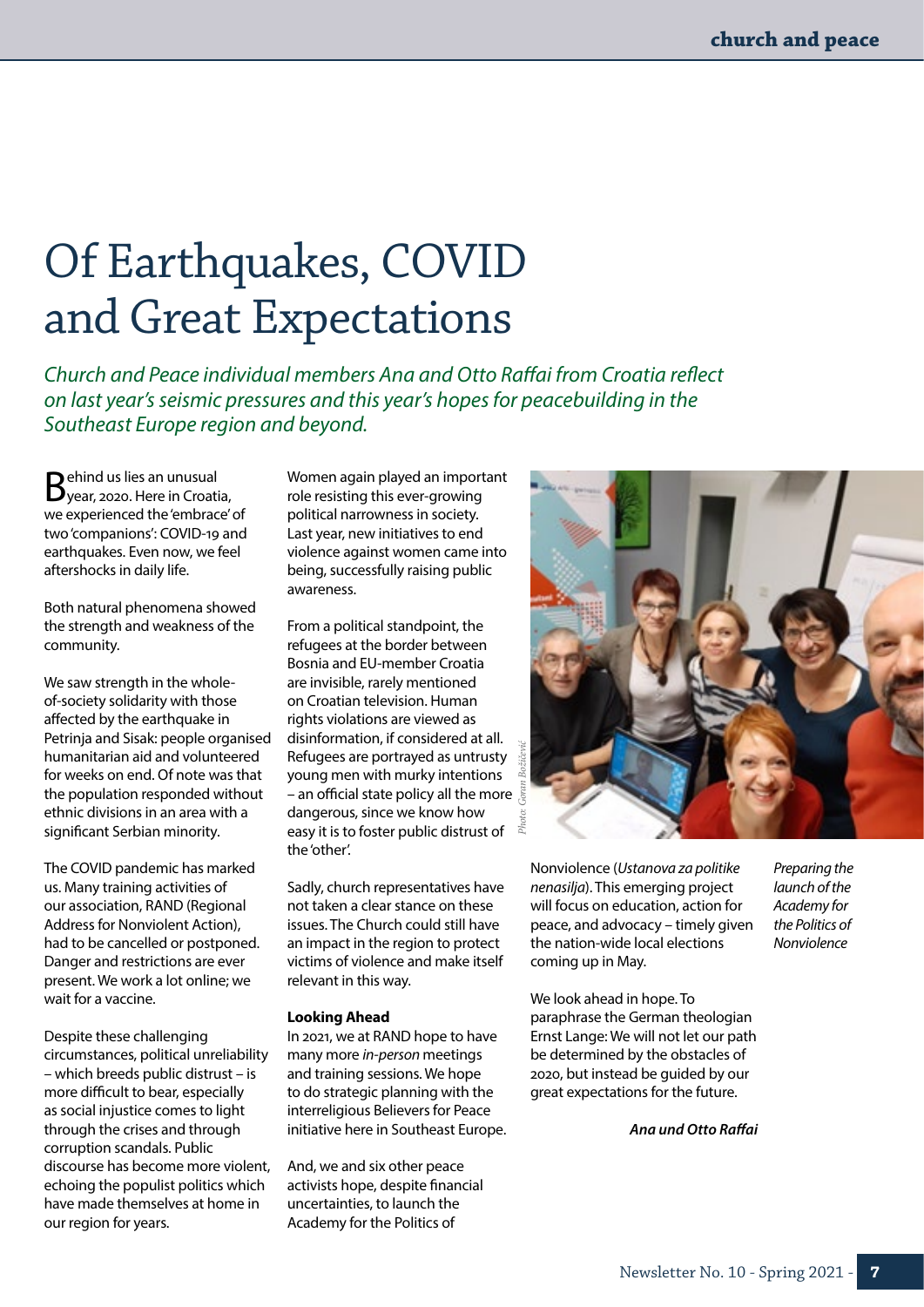# Of Earthquakes, COVID and Great Expectations

*Church and Peace individual members Ana and Otto Raffai from Croatia reflect on last year's seismic pressures and this year's hopes for peacebuilding in the Southeast Europe region and beyond.*

Behind us lies an unusual year, 2020. Here in Croatia, we experienced the 'embrace' of two 'companions': COVID-19 and earthquakes. Even now, we feel aftershocks in daily life.

Both natural phenomena showed the strength and weakness of the community.

We saw strength in the whole-of-society solidarity with those affected by the earthquake in Petrinja and Sisak: people organised humanitarian aid and volunteered for weeks on end. Of note was that the population responded without ethnic divisions in an area with a significant Serbian minority.

The COVID pandemic has marked us. Many training activities of our association, RAND (Regional Address for Nonviolent Action), had to be cancelled or postponed. Danger and restrictions are ever present. We work a lot online; we wait for a vaccine.

Despite these challenging circumstances, political unreliability – which breeds public distrust – is more difficult to bear, especially as social injustice comes to light through the crises and through corruption scandals. Public discourse has become more violent, echoing the populist politics which have made themselves at home in our region for years.

Women again played an important role resisting this ever-growing political narrowness in society. Last year, new initiatives to end violence against women came into being, successfully raising public awareness.

From a political standpoint, the refugees at the border between Bosnia and EU-member Croatia are invisible, rarely mentioned on Croatian television. Human rights violations are viewed as disinformation, if considered at all. Refugees are portrayed as untrusty young men with murky intentions – an official state policy all the more dangerous, since we know how easy it is to foster public distrust of the 'other'.

Sadly, church representatives have not taken a clear stance on these issues. The Church could still have an impact in the region to protect victims of violence and make itself relevant in this way.

**Looking Ahead**

In 2021, we at RAND hope to have many more *in-person* meetings and training sessions. We hope to do strategic planning with the interreligious Believers for Peace initiative here in Southeast Europe.

And, we and six other peace activists hope, despite financial uncertainties, to launch the Academy for the Politics of Nonviolence (*Ustanova za politike nenasilja*). This emerging project will focus on education, action for peace, and advocacy – timely given the nation-wide local elections coming up in May.

We look ahead in hope. To paraphrase the German theologian Ernst Lange: We will not let our path be determined by the obstacles of 2020, but instead be guided by our great expectations for the future.

***Ana und Otto Raffai***

Photo: Goran Božičević

*Preparing the launch of the Academy for the Politics of Nonviolence*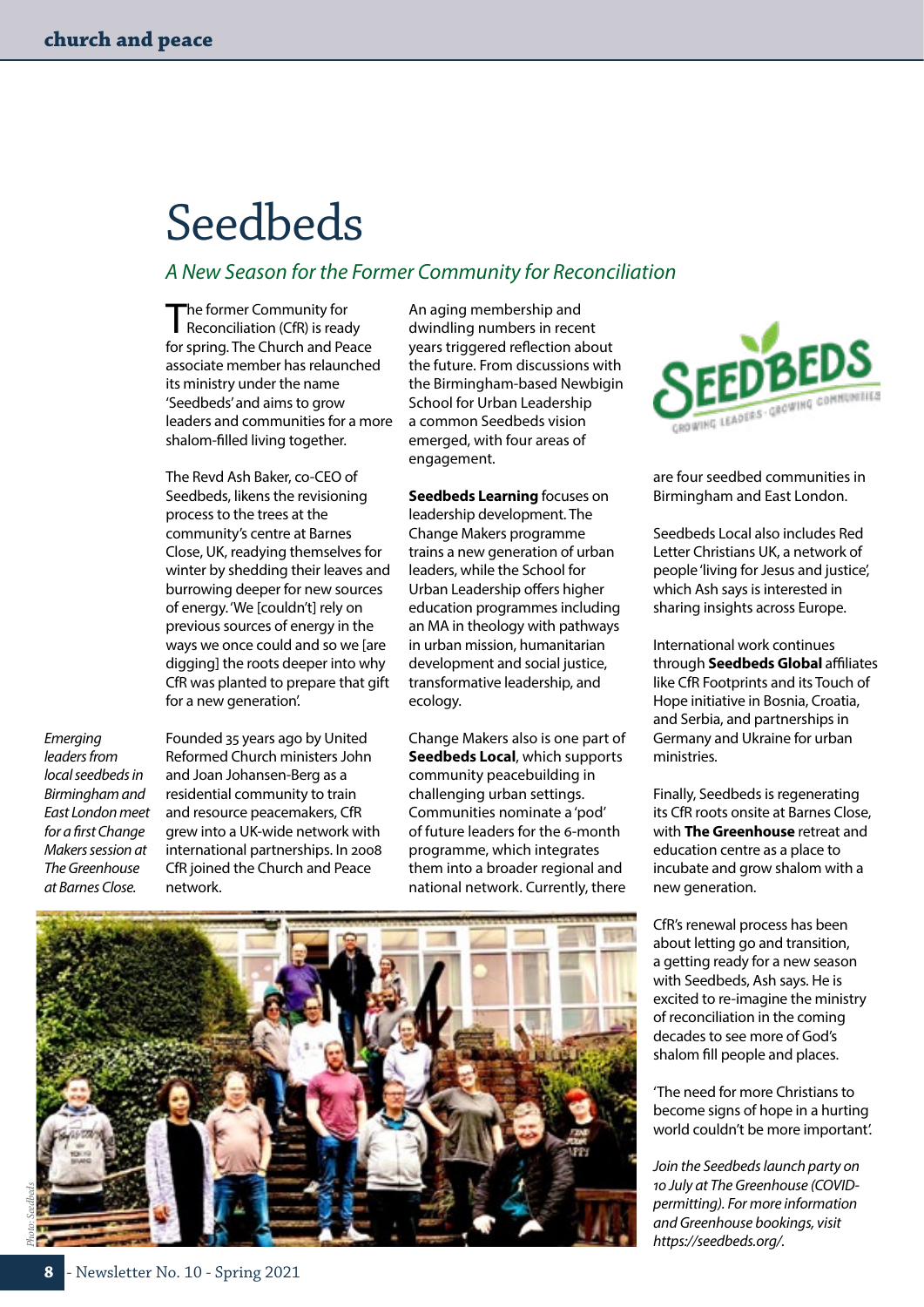# Seedbeds

## *A New Season for the Former Community for Reconciliation*

The former Community for Reconciliation (CfR) is ready for spring. The Church and Peace associate member has relaunched its ministry under the name 'Seedbeds' and aims to grow leaders and communities for a more shalom-filled living together.

The Revd Ash Baker, co-CEO of Seedbeds, likens the revisioning process to the trees at the community's centre at Barnes Close, UK, readying themselves for winter by shedding their leaves and burrowing deeper for new sources of energy. 'We [couldn't] rely on previous sources of energy in the ways we once could and so we [are digging] the roots deeper into why CfR was planted to prepare that gift for a new generation'.

Founded 35 years ago by United Reformed Church ministers John and Joan Johansen-Berg as a residential community to train and resource peacemakers, CfR grew into a UK-wide network with international partnerships. In 2008 CfR joined the Church and Peace network.

An aging membership and dwindling numbers in recent years triggered reflection about the future. From discussions with the Birmingham-based Newbigin School for Urban Leadership a common Seedbeds vision emerged, with four areas of engagement.

**Seedbeds Learning** focuses on leadership development. The Change Makers programme trains a new generation of urban leaders, while the School for Urban Leadership offers higher education programmes including an MA in theology with pathways in urban mission, humanitarian development and social justice, transformative leadership, and ecology.

Change Makers also is one part of **Seedbeds Local**, which supports community peacebuilding in challenging urban settings. Communities nominate a 'pod' of future leaders for the 6-month programme, which integrates them into a broader regional and national network. Currently, there are four seedbed communities in Birmingham and East London.

Seedbeds Local also includes Red Letter Christians UK, a network of people 'living for Jesus and justice', which Ash says is interested in sharing insights across Europe.

International work continues through **Seedbeds Global** affiliates like CfR Footprints and its Touch of Hope initiative in Bosnia, Croatia, and Serbia, and partnerships in Germany and Ukraine for urban ministries.

Finally, Seedbeds is regenerating its CfR roots onsite at Barnes Close, with **The Greenhouse** retreat and education centre as a place to incubate and grow shalom with a new generation.

CfR's renewal process has been about letting go and transition, a getting ready for a new season with Seedbeds, Ash says. He is excited to re-imagine the ministry of reconciliation in the coming decades to see more of God's shalom fill people and places.

'The need for more Christians to become signs of hope in a hurting world couldn't be more important'.

*Join the Seedbeds launch party on 10 July at The Greenhouse (COVID-permitting). For more information and Greenhouse bookings, visit https://seedbeds.org/.*

*Emerging leaders from local seedbeds in Birmingham and East London meet for a first Change Makers session at The Greenhouse at Barnes Close.*

*Photo: Seedbeds*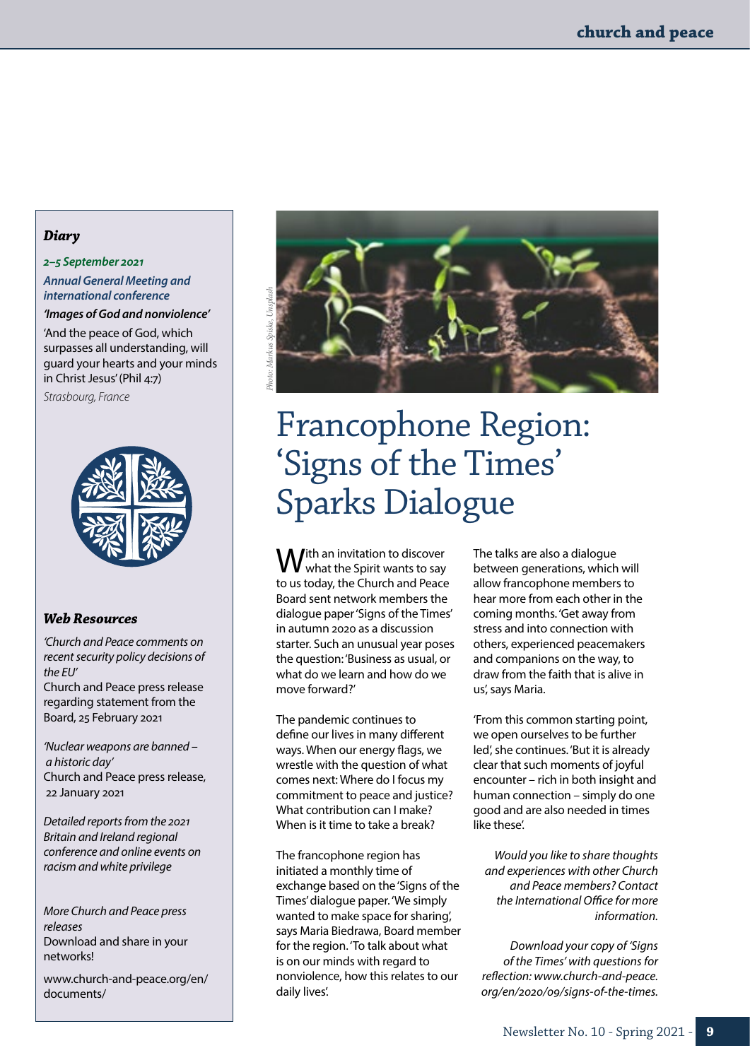## Diary

***2–5 September 2021***

***Annual General Meeting and international conference***

***'Images of God and nonviolence'***

'And the peace of God, which surpasses all understanding, will guard your hearts and your minds in Christ Jesus' (Phil 4:7)

*Strasbourg, France*

## Web Resources

*'Church and Peace comments on recent security policy decisions of the EU'*
Church and Peace press release regarding statement from the Board, 25 February 2021

*'Nuclear weapons are banned – a historic day'*
Church and Peace press release, 22 January 2021

*Detailed reports from the 2021 Britain and Ireland regional conference and online events on racism and white privilege*

*More Church and Peace press releases*
Download and share in your networks!

www.church-and-peace.org/en/documents/

Photo: Markus Spiske, Unsplash

# Francophone Region: 'Signs of the Times' Sparks Dialogue

With an invitation to discover what the Spirit wants to say to us today, the Church and Peace Board sent network members the dialogue paper 'Signs of the Times' in autumn 2020 as a discussion starter. Such an unusual year poses the question: 'Business as usual, or what do we learn and how do we move forward?'

The pandemic continues to define our lives in many different ways. When our energy flags, we wrestle with the question of what comes next: Where do I focus my commitment to peace and justice? What contribution can I make? When is it time to take a break?

The francophone region has initiated a monthly time of exchange based on the 'Signs of the Times' dialogue paper. 'We simply wanted to make space for sharing', says Maria Biedrawa, Board member for the region. 'To talk about what is on our minds with regard to nonviolence, how this relates to our daily lives'.

The talks are also a dialogue between generations, which will allow francophone members to hear more from each other in the coming months. 'Get away from stress and into connection with others, experienced peacemakers and companions on the way, to draw from the faith that is alive in us', says Maria.

'From this common starting point, we open ourselves to be further led', she continues. 'But it is already clear that such moments of joyful encounter – rich in both insight and human connection – simply do one good and are also needed in times like these'.

*Would you like to share thoughts and experiences with other Church and Peace members? Contact the International Office for more information.*

*Download your copy of 'Signs of the Times' with questions for reflection: www.church-and-peace.org/en/2020/09/signs-of-the-times.*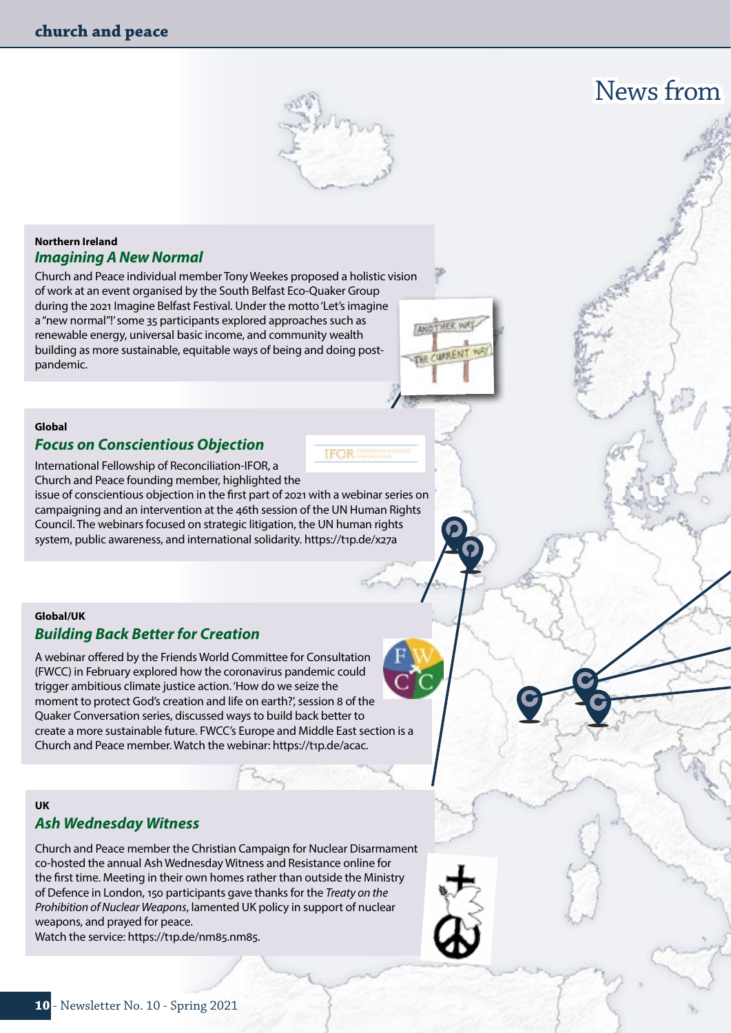# News from

### Northern Ireland

## *Imagining A New Normal*

Church and Peace individual member Tony Weekes proposed a holistic vision of work at an event organised by the South Belfast Eco-Quaker Group during the 2021 Imagine Belfast Festival. Under the motto 'Let's imagine a "new normal"!' some 35 participants explored approaches such as renewable energy, universal basic income, and community wealth building as more sustainable, equitable ways of being and doing post-pandemic.

### Global

## *Focus on Conscientious Objection*

International Fellowship of Reconciliation-IFOR, a Church and Peace founding member, highlighted the issue of conscientious objection in the first part of 2021 with a webinar series on campaigning and an intervention at the 46th session of the UN Human Rights Council. The webinars focused on strategic litigation, the UN human rights system, public awareness, and international solidarity. https://t1p.de/x27a

### Global/UK

## *Building Back Better for Creation*

A webinar offered by the Friends World Committee for Consultation (FWCC) in February explored how the coronavirus pandemic could trigger ambitious climate justice action. 'How do we seize the moment to protect God's creation and life on earth?', session 8 of the Quaker Conversation series, discussed ways to build back better to create a more sustainable future. FWCC's Europe and Middle East section is a Church and Peace member. Watch the webinar: https://t1p.de/acac.

### UK

## *Ash Wednesday Witness*

Church and Peace member the Christian Campaign for Nuclear Disarmament co-hosted the annual Ash Wednesday Witness and Resistance online for the first time. Meeting in their own homes rather than outside the Ministry of Defence in London, 150 participants gave thanks for the *Treaty on the Prohibition of Nuclear Weapons*, lamented UK policy in support of nuclear weapons, and prayed for peace.
Watch the service: https://t1p.de/nm85.nm85.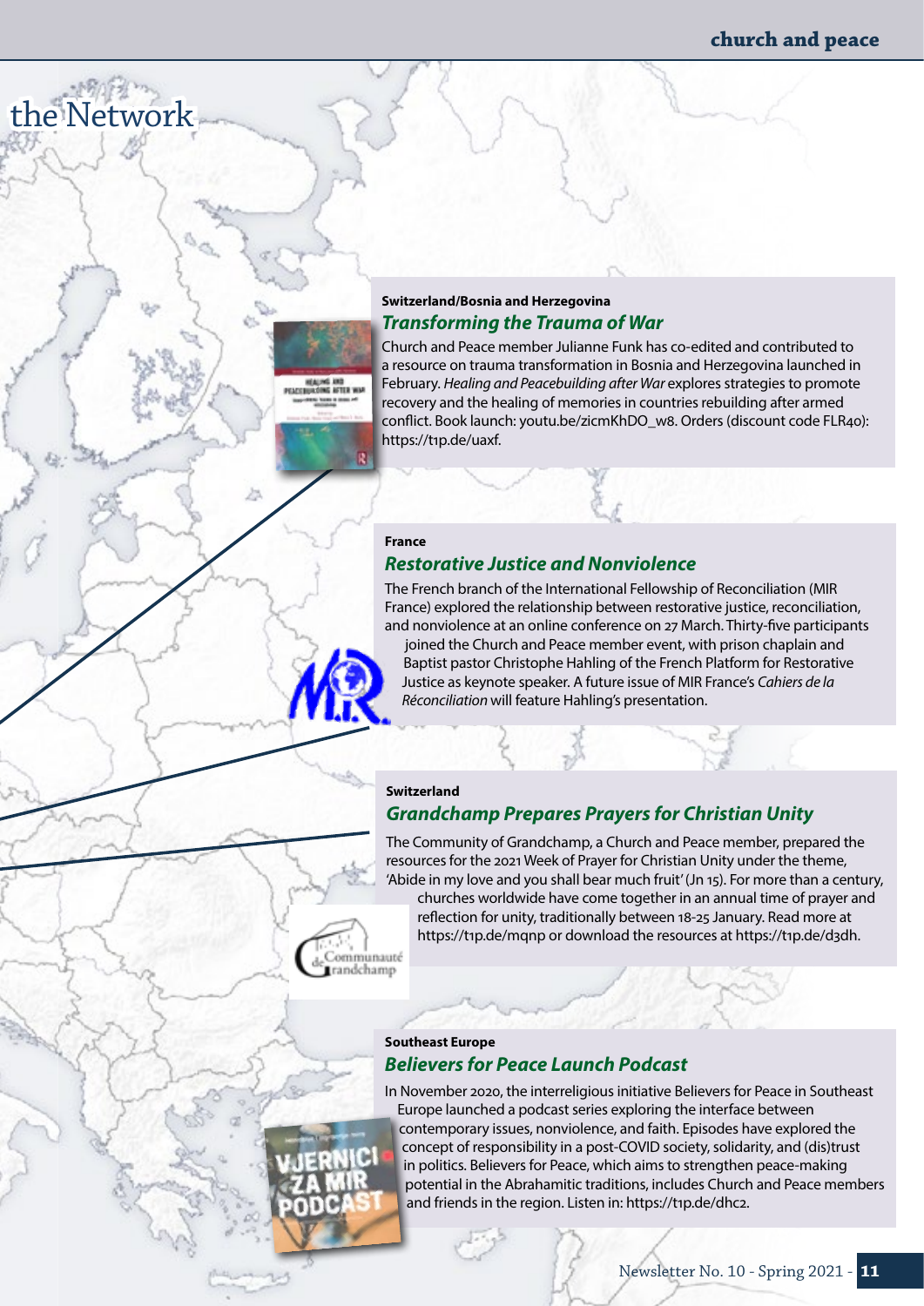# the Network

**Switzerland/Bosnia and Herzegovina**

## *Transforming the Trauma of War*

Church and Peace member Julianne Funk has co-edited and contributed to a resource on trauma transformation in Bosnia and Herzegovina launched in February. *Healing and Peacebuilding after War* explores strategies to promote recovery and the healing of memories in countries rebuilding after armed conflict. Book launch: youtu.be/zicmKhDO_w8. Orders (discount code FLR40): https://t1p.de/uaxf.

**France**

## *Restorative Justice and Nonviolence*

The French branch of the International Fellowship of Reconciliation (MIR France) explored the relationship between restorative justice, reconciliation, and nonviolence at an online conference on 27 March. Thirty-five participants joined the Church and Peace member event, with prison chaplain and Baptist pastor Christophe Hahling of the French Platform for Restorative Justice as keynote speaker. A future issue of MIR France's *Cahiers de la Réconciliation* will feature Hahling's presentation.

**Switzerland**

## *Grandchamp Prepares Prayers for Christian Unity*

The Community of Grandchamp, a Church and Peace member, prepared the resources for the 2021 Week of Prayer for Christian Unity under the theme, 'Abide in my love and you shall bear much fruit' (Jn 15). For more than a century, churches worldwide have come together in an annual time of prayer and reflection for unity, traditionally between 18-25 January. Read more at https://t1p.de/mqnp or download the resources at https://t1p.de/d3dh.

**Southeast Europe**

## *Believers for Peace Launch Podcast*

In November 2020, the interreligious initiative Believers for Peace in Southeast Europe launched a podcast series exploring the interface between contemporary issues, nonviolence, and faith. Episodes have explored the concept of responsibility in a post-COVID society, solidarity, and (dis)trust in politics. Believers for Peace, which aims to strengthen peace-making potential in the Abrahamitic traditions, includes Church and Peace members and friends in the region. Listen in: https://t1p.de/dhc2.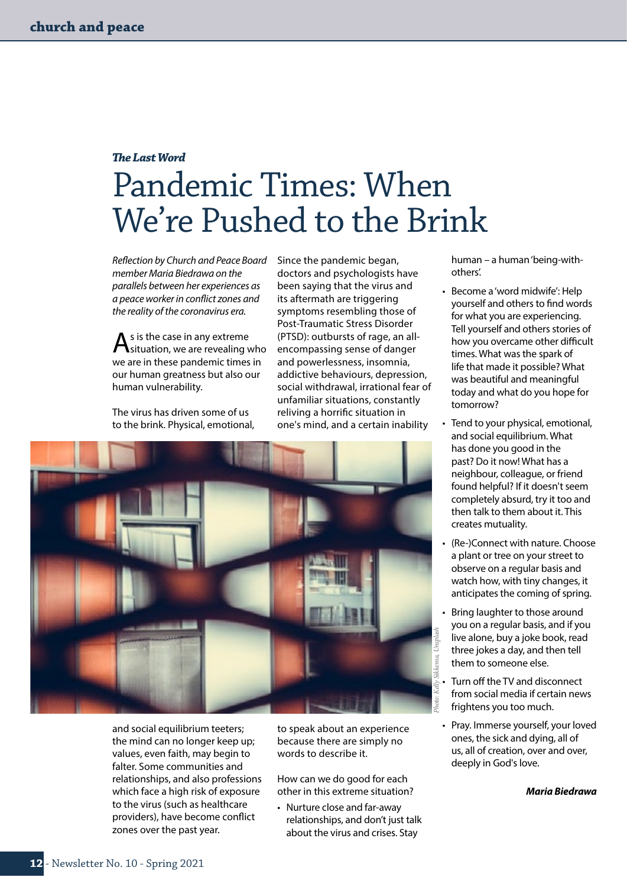*The Last Word*

# Pandemic Times: When We're Pushed to the Brink

*Reflection by Church and Peace Board member Maria Biedrawa on the parallels between her experiences as a peace worker in conflict zones and the reality of the coronavirus era.*

As is the case in any extreme situation, we are revealing who we are in these pandemic times in our human greatness but also our human vulnerability.

The virus has driven some of us to the brink. Physical, emotional, and social equilibrium teeters; the mind can no longer keep up; values, even faith, may begin to falter. Some communities and relationships, and also professions which face a high risk of exposure to the virus (such as healthcare providers), have become conflict zones over the past year.

Since the pandemic began, doctors and psychologists have been saying that the virus and its aftermath are triggering symptoms resembling those of Post-Traumatic Stress Disorder (PTSD): outbursts of rage, an all-encompassing sense of danger and powerlessness, insomnia, addictive behaviours, depression, social withdrawal, irrational fear of unfamiliar situations, constantly reliving a horrific situation in one's mind, and a certain inability to speak about an experience because there are simply no words to describe it.

Photo: Kelly Sikkema, Unsplash

How can we do good for each other in this extreme situation?

- Nurture close and far-away relationships, and don't just talk about the virus and crises. Stay human – a human 'being-with-others'.
- Become a 'word midwife': Help yourself and others to find words for what you are experiencing. Tell yourself and others stories of how you overcame other difficult times. What was the spark of life that made it possible? What was beautiful and meaningful today and what do you hope for tomorrow?
- Tend to your physical, emotional, and social equilibrium. What has done you good in the past? Do it now! What has a neighbour, colleague, or friend found helpful? If it doesn't seem completely absurd, try it too and then talk to them about it. This creates mutuality.
- (Re-)Connect with nature. Choose a plant or tree on your street to observe on a regular basis and watch how, with tiny changes, it anticipates the coming of spring.
- Bring laughter to those around you on a regular basis, and if you live alone, buy a joke book, read three jokes a day, and then tell them to someone else.
- Turn off the TV and disconnect from social media if certain news frightens you too much.
- Pray. Immerse yourself, your loved ones, the sick and dying, all of us, all of creation, over and over, deeply in God's love.

***Maria Biedrawa***